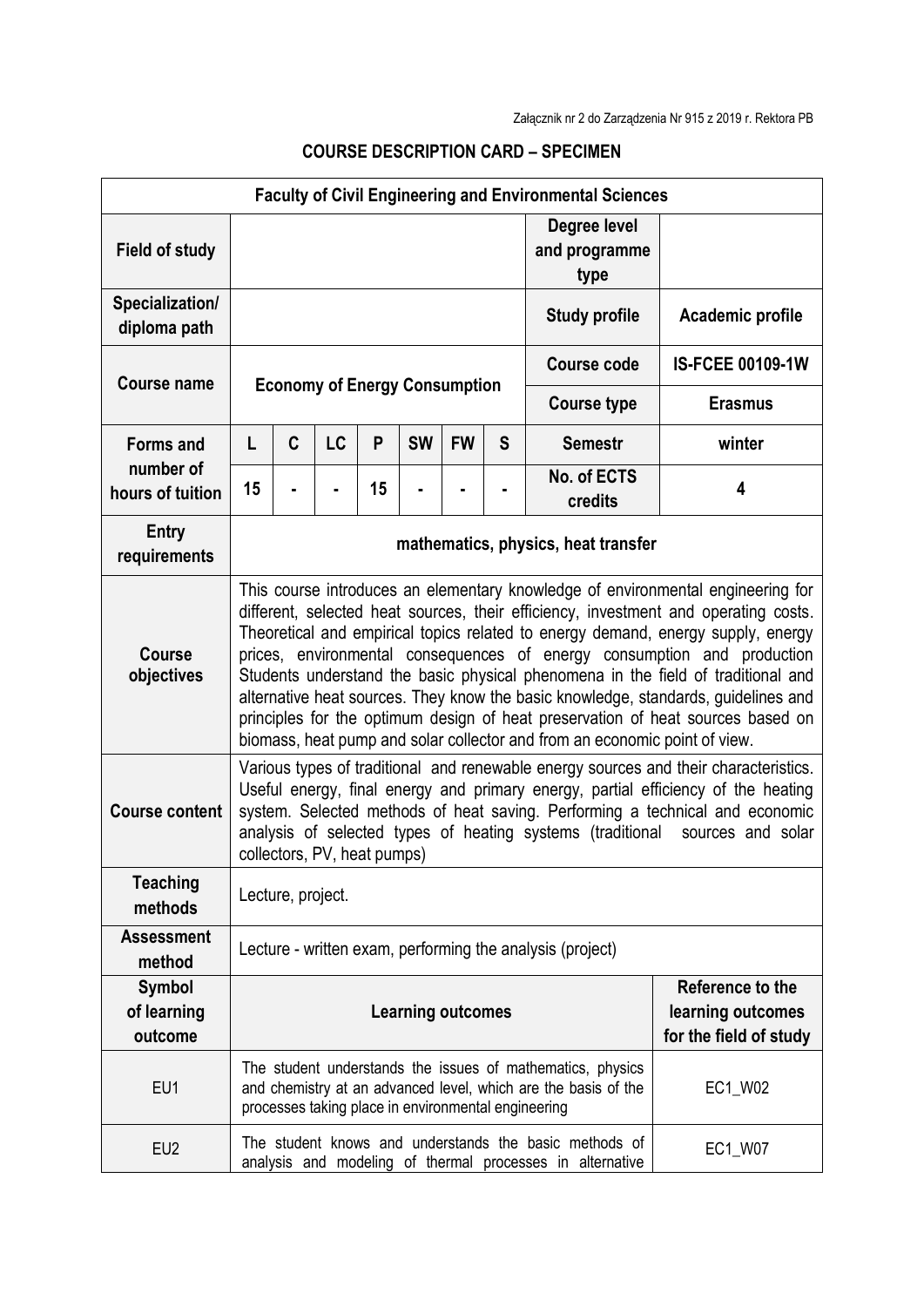Załącznik nr 2 do Zarządzenia Nr 915 z 2019 r. Rektora PB

## COURSE DESCRIPTION CARD – SPECIMEN

| Faculty of Civil Engineering and Environmental Sciences | | | | | | | | | |
|---|---|---|---|---|---|---|---|---|---|
| **Field of study** | | | | | | | | **Degree level and programme type** | |
| **Specialization/ diploma path** | | | | | | | | **Study profile** | **Academic profile** |
| **Course name** | **Economy of Energy Consumption** | | | | | | | **Course code** | **IS-FCEE 00109-1W** |
| | | | | | | | | **Course type** | **Erasmus** |
| **Forms and number of hours of tuition** | **L** | **C** | **LC** | **P** | **SW** | **FW** | **S** | **Semestr** | **winter** |
| | **15** | **-** | **-** | **15** | **-** | **-** | **-** | **No. of ECTS credits** | **4** |
| **Entry requirements** | **mathematics, physics, heat transfer** | | | | | | | | |
| **Course objectives** | This course introduces an elementary knowledge of environmental engineering for different, selected heat sources, their efficiency, investment and operating costs. Theoretical and empirical topics related to energy demand, energy supply, energy prices, environmental consequences of energy consumption and production Students understand the basic physical phenomena in the field of traditional and alternative heat sources. They know the basic knowledge, standards, guidelines and principles for the optimum design of heat preservation of heat sources based on biomass, heat pump and solar collector and from an economic point of view. | | | | | | | | |
| **Course content** | Various types of traditional and renewable energy sources and their characteristics. Useful energy, final energy and primary energy, partial efficiency of the heating system. Selected methods of heat saving. Performing a technical and economic analysis of selected types of heating systems (traditional sources and solar collectors, PV, heat pumps) | | | | | | | | |
| **Teaching methods** | Lecture, project. | | | | | | | | |
| **Assessment method** | Lecture - written exam, performing the analysis (project) | | | | | | | | |
| **Symbol of learning outcome** | **Learning outcomes** | | | | | | | | **Reference to the learning outcomes for the field of study** |
| EU1 | The student understands the issues of mathematics, physics and chemistry at an advanced level, which are the basis of the processes taking place in environmental engineering | | | | | | | | EC1_W02 |
| EU2 | The student knows and understands the basic methods of analysis and modeling of thermal processes in alternative | | | | | | | | EC1_W07 |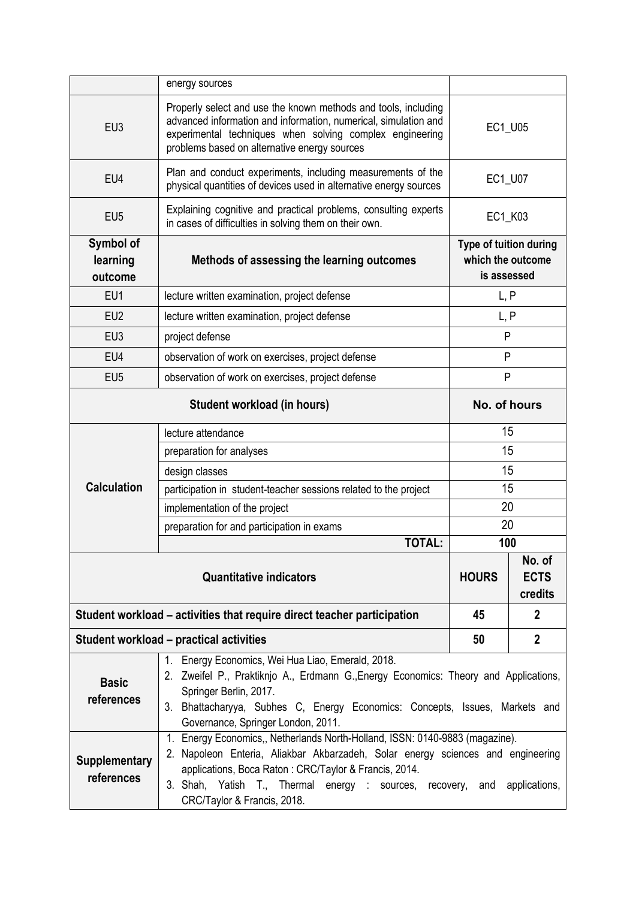|  |  |  |  |
|---|---|---|---|
|  | energy sources |  |  |
| EU3 | Properly select and use the known methods and tools, including advanced information and information, numerical, simulation and experimental techniques when solving complex engineering problems based on alternative energy sources | EC1_U05 |  |
| EU4 | Plan and conduct experiments, including measurements of the physical quantities of devices used in alternative energy sources | EC1_U07 |  |
| EU5 | Explaining cognitive and practical problems, consulting experts in cases of difficulties in solving them on their own. | EC1_K03 |  |
| **Symbol of learning outcome** | **Methods of assessing the learning outcomes** | **Type of tuition during which the outcome is assessed** |  |
| EU1 | lecture written examination, project defense | L, P |  |
| EU2 | lecture written examination, project defense | L, P |  |
| EU3 | project defense | P |  |
| EU4 | observation of work on exercises, project defense | P |  |
| EU5 | observation of work on exercises, project defense | P |  |
| **Student workload (in hours)** |  | **No. of hours** |  |
| **Calculation** | lecture attendance | 15 |  |
|  | preparation for analyses | 15 |  |
|  | design classes | 15 |  |
|  | participation in student-teacher sessions related to the project | 15 |  |
|  | implementation of the project | 20 |  |
|  | preparation for and participation in exams | 20 |  |
|  | **TOTAL:** | **100** |  |
| **Quantitative indicators** |  | **HOURS** | **No. of ECTS credits** |
| **Student workload – activities that require direct teacher participation** |  | **45** | **2** |
| **Student workload – practical activities** |  | **50** | **2** |
| **Basic references** | 1. Energy Economics, Wei Hua Liao, Emerald, 2018.<br>2. Zweifel P., Praktiknjo A., Erdmann G.,Energy Economics: Theory and Applications, Springer Berlin, 2017.<br>3. Bhattacharyya, Subhes C, Energy Economics: Concepts, Issues, Markets and Governance, Springer London, 2011. |  |  |
| **Supplementary references** | 1. Energy Economics,, Netherlands North-Holland, ISSN: 0140-9883 (magazine).<br>2. Napoleon Enteria, Aliakbar Akbarzadeh, Solar energy sciences and engineering applications, Boca Raton : CRC/Taylor & Francis, 2014.<br>3. Shah, Yatish T., Thermal energy : sources, recovery, and applications, CRC/Taylor & Francis, 2018. |  |  |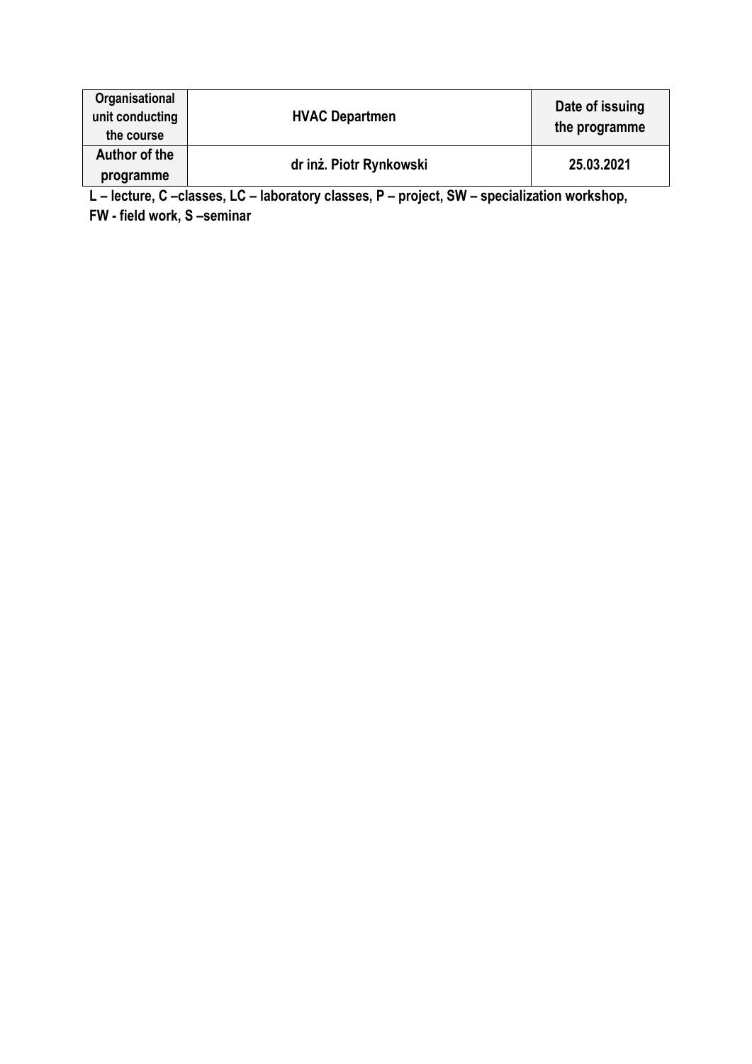| | | |
|---|---|---|
| Organisational unit conducting the course | HVAC Departmen | Date of issuing the programme |
| Author of the programme | dr inż. Piotr Rynkowski | 25.03.2021 |

**L – lecture, C –classes, LC – laboratory classes, P – project, SW – specialization workshop, FW - field work, S –seminar**